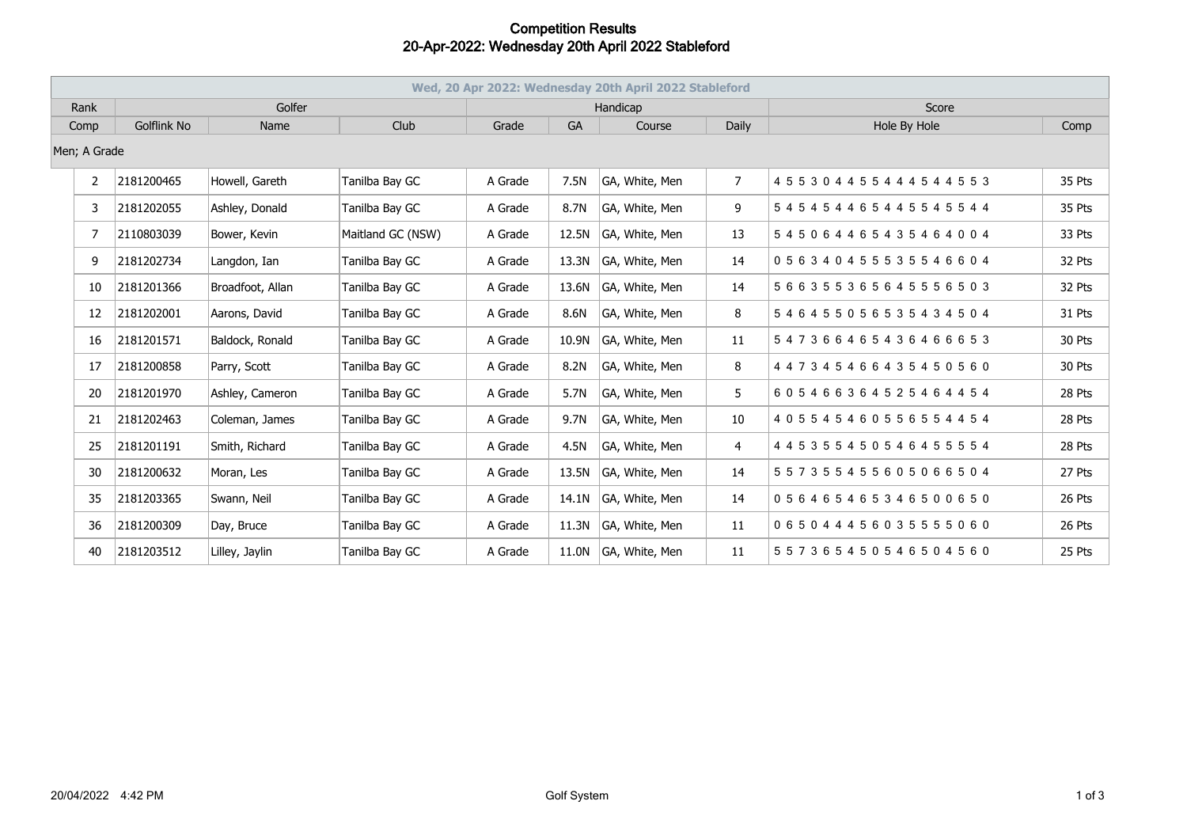# Competition Results
## 20-Apr-2022: Wednesday 20th April 2022 Stableford

| Wed, 20 Apr 2022: Wednesday 20th April 2022 Stableford | | | | | | | | | |
|---|---|---|---|---|---|---|---|---|---|
| Rank | Golfer | | | Handicap | | | | Score | |
| Comp | Golflink No | Name | Club | Grade | GA | Course | Daily | Hole By Hole | Comp |
| Men; A Grade | | | | | | | | | |
| 2 | 2181200465 | Howell, Gareth | Tanilba Bay GC | A Grade | 7.5N | GA, White, Men | 7 | 4 5 5 3 0 4 4 5 5 4 4 4 5 4 4 5 5 3 | 35 Pts |
| 3 | 2181202055 | Ashley, Donald | Tanilba Bay GC | A Grade | 8.7N | GA, White, Men | 9 | 5 4 5 4 5 4 4 6 5 4 4 5 5 4 5 5 4 4 | 35 Pts |
| 7 | 2110803039 | Bower, Kevin | Maitland GC (NSW) | A Grade | 12.5N | GA, White, Men | 13 | 5 4 5 0 6 4 4 6 5 4 3 5 4 6 4 0 0 4 | 33 Pts |
| 9 | 2181202734 | Langdon, Ian | Tanilba Bay GC | A Grade | 13.3N | GA, White, Men | 14 | 0 5 6 3 4 0 4 5 5 5 3 5 5 4 6 6 0 4 | 32 Pts |
| 10 | 2181201366 | Broadfoot, Allan | Tanilba Bay GC | A Grade | 13.6N | GA, White, Men | 14 | 5 6 6 3 5 5 3 6 5 6 4 5 5 5 6 5 0 3 | 32 Pts |
| 12 | 2181202001 | Aarons, David | Tanilba Bay GC | A Grade | 8.6N | GA, White, Men | 8 | 5 4 6 4 5 5 0 5 6 5 3 5 4 3 4 5 0 4 | 31 Pts |
| 16 | 2181201571 | Baldock, Ronald | Tanilba Bay GC | A Grade | 10.9N | GA, White, Men | 11 | 5 4 7 3 6 6 4 6 5 4 3 6 4 6 6 6 5 3 | 30 Pts |
| 17 | 2181200858 | Parry, Scott | Tanilba Bay GC | A Grade | 8.2N | GA, White, Men | 8 | 4 4 7 3 4 5 4 6 6 4 3 5 4 5 0 5 6 0 | 30 Pts |
| 20 | 2181201970 | Ashley, Cameron | Tanilba Bay GC | A Grade | 5.7N | GA, White, Men | 5 | 6 0 5 4 6 6 3 6 4 5 2 5 4 6 4 4 5 4 | 28 Pts |
| 21 | 2181202463 | Coleman, James | Tanilba Bay GC | A Grade | 9.7N | GA, White, Men | 10 | 4 0 5 5 4 5 4 6 0 5 5 6 5 5 4 4 5 4 | 28 Pts |
| 25 | 2181201191 | Smith, Richard | Tanilba Bay GC | A Grade | 4.5N | GA, White, Men | 4 | 4 4 5 3 5 5 4 5 0 5 4 6 4 5 5 5 5 4 | 28 Pts |
| 30 | 2181200632 | Moran, Les | Tanilba Bay GC | A Grade | 13.5N | GA, White, Men | 14 | 5 5 7 3 5 5 4 5 5 6 0 5 0 6 6 5 0 4 | 27 Pts |
| 35 | 2181203365 | Swann, Neil | Tanilba Bay GC | A Grade | 14.1N | GA, White, Men | 14 | 0 5 6 4 6 5 4 6 5 3 4 6 5 0 0 6 5 0 | 26 Pts |
| 36 | 2181200309 | Day, Bruce | Tanilba Bay GC | A Grade | 11.3N | GA, White, Men | 11 | 0 6 5 0 4 4 4 5 6 0 3 5 5 5 5 0 6 0 | 26 Pts |
| 40 | 2181203512 | Lilley, Jaylin | Tanilba Bay GC | A Grade | 11.0N | GA, White, Men | 11 | 5 5 7 3 6 5 4 5 0 5 4 6 5 0 4 5 6 0 | 25 Pts |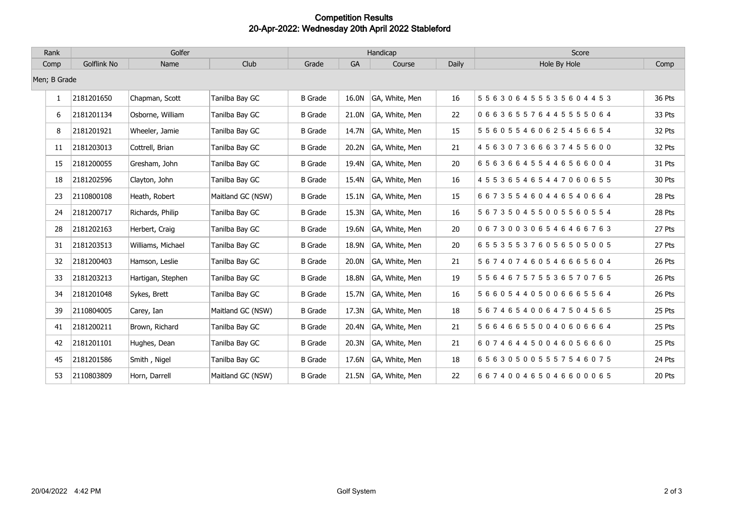## Competition Results
## 20-Apr-2022: Wednesday 20th April 2022 Stableford

| Rank | Golfer | | | Handicap | | | | Score | |
|---|---|---|---|---|---|---|---|---|---|
| Comp | Golflink No | Name | Club | Grade | GA | Course | Daily | Hole By Hole | Comp |
| Men; B Grade | | | | | | | | | |
| 1 | 2181201650 | Chapman, Scott | Tanilba Bay GC | B Grade | 16.0N | GA, White, Men | 16 | 5 5 6 3 0 6 4 5 5 5 3 5 6 0 4 4 5 3 | 36 Pts |
| 6 | 2181201134 | Osborne, William | Tanilba Bay GC | B Grade | 21.0N | GA, White, Men | 22 | 0 6 6 3 6 5 5 7 6 4 4 5 5 5 5 0 6 4 | 33 Pts |
| 8 | 2181201921 | Wheeler, Jamie | Tanilba Bay GC | B Grade | 14.7N | GA, White, Men | 15 | 5 5 6 0 5 5 4 6 0 6 2 5 4 5 6 6 5 4 | 32 Pts |
| 11 | 2181203013 | Cottrell, Brian | Tanilba Bay GC | B Grade | 20.2N | GA, White, Men | 21 | 4 5 6 3 0 7 3 6 6 6 3 7 4 5 5 6 0 0 | 32 Pts |
| 15 | 2181200055 | Gresham, John | Tanilba Bay GC | B Grade | 19.4N | GA, White, Men | 20 | 6 5 6 3 6 6 4 5 5 4 4 6 5 6 6 0 0 4 | 31 Pts |
| 18 | 2181202596 | Clayton, John | Tanilba Bay GC | B Grade | 15.4N | GA, White, Men | 16 | 4 5 5 3 6 5 4 6 5 4 4 7 0 6 0 6 5 5 | 30 Pts |
| 23 | 2110800108 | Heath, Robert | Maitland GC (NSW) | B Grade | 15.1N | GA, White, Men | 15 | 6 6 7 3 5 5 4 6 0 4 4 6 5 4 0 6 6 4 | 28 Pts |
| 24 | 2181200717 | Richards, Philip | Tanilba Bay GC | B Grade | 15.3N | GA, White, Men | 16 | 5 6 7 3 5 0 4 5 5 0 0 5 5 6 0 5 5 4 | 28 Pts |
| 28 | 2181202163 | Herbert, Craig | Tanilba Bay GC | B Grade | 19.6N | GA, White, Men | 20 | 0 6 7 3 0 0 3 0 6 5 4 6 4 6 6 7 6 3 | 27 Pts |
| 31 | 2181203513 | Williams, Michael | Tanilba Bay GC | B Grade | 18.9N | GA, White, Men | 20 | 6 5 5 3 5 5 3 7 6 0 5 6 5 0 5 0 0 5 | 27 Pts |
| 32 | 2181200403 | Hamson, Leslie | Tanilba Bay GC | B Grade | 20.0N | GA, White, Men | 21 | 5 6 7 4 0 7 4 6 0 5 4 6 6 6 5 6 0 4 | 26 Pts |
| 33 | 2181203213 | Hartigan, Stephen | Tanilba Bay GC | B Grade | 18.8N | GA, White, Men | 19 | 5 5 6 4 6 7 5 7 5 5 3 6 5 7 0 7 6 5 | 26 Pts |
| 34 | 2181201048 | Sykes, Brett | Tanilba Bay GC | B Grade | 15.7N | GA, White, Men | 16 | 5 6 6 0 5 4 4 0 5 0 0 6 6 6 5 5 6 4 | 26 Pts |
| 39 | 2110804005 | Carey, Ian | Maitland GC (NSW) | B Grade | 17.3N | GA, White, Men | 18 | 5 6 7 4 6 5 4 0 0 6 4 7 5 0 4 5 6 5 | 25 Pts |
| 41 | 2181200211 | Brown, Richard | Tanilba Bay GC | B Grade | 20.4N | GA, White, Men | 21 | 5 6 6 4 6 6 5 5 0 0 4 0 6 0 6 6 6 4 | 25 Pts |
| 42 | 2181201101 | Hughes, Dean | Tanilba Bay GC | B Grade | 20.3N | GA, White, Men | 21 | 6 0 7 4 6 4 4 5 0 0 4 6 0 5 6 6 6 0 | 25 Pts |
| 45 | 2181201586 | Smith , Nigel | Tanilba Bay GC | B Grade | 17.6N | GA, White, Men | 18 | 6 5 6 3 0 5 0 0 5 5 5 7 5 4 6 0 7 5 | 24 Pts |
| 53 | 2110803809 | Horn, Darrell | Maitland GC (NSW) | B Grade | 21.5N | GA, White, Men | 22 | 6 6 7 4 0 0 4 6 5 0 4 6 6 0 0 0 6 5 | 20 Pts |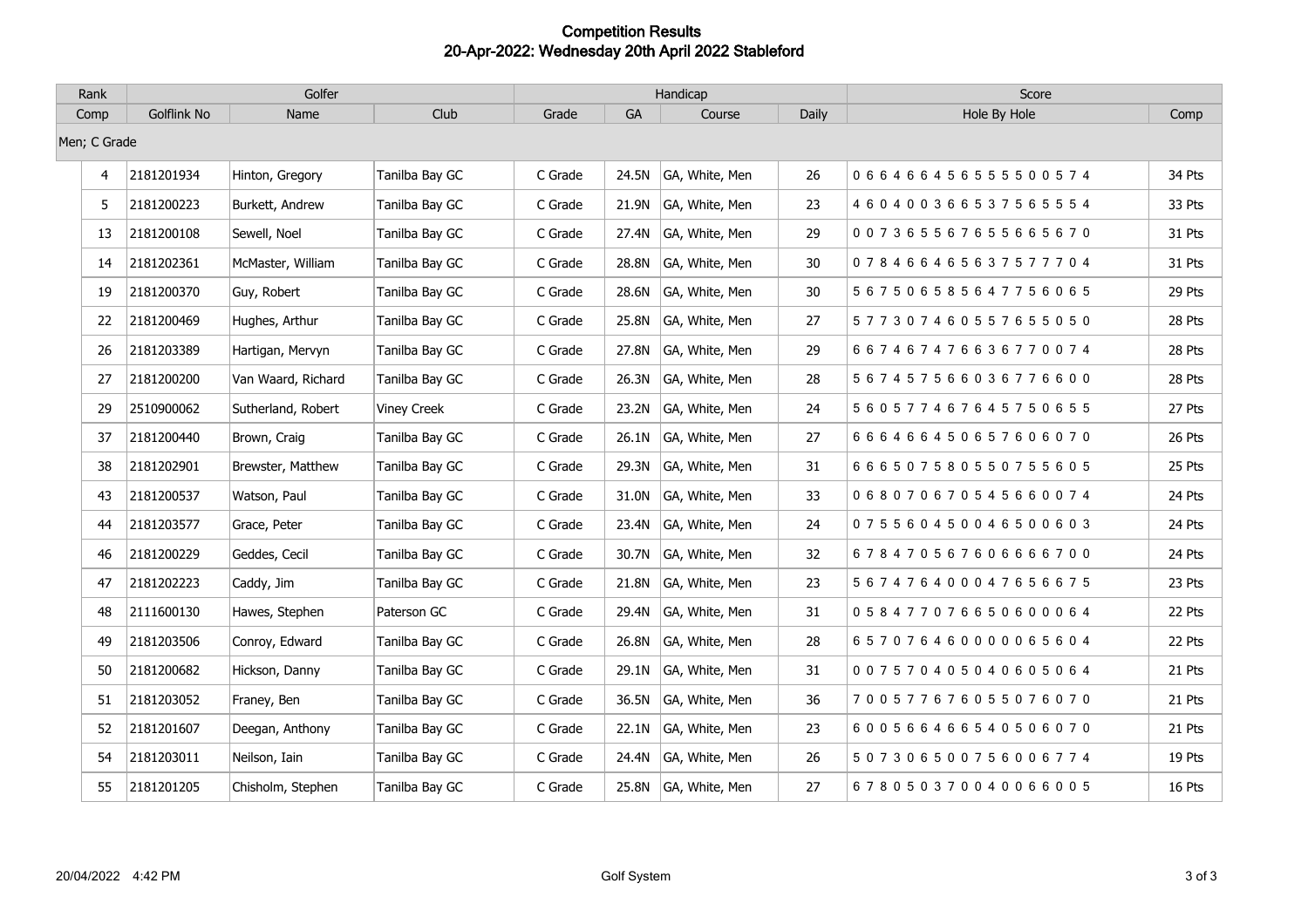# Competition Results
## 20-Apr-2022: Wednesday 20th April 2022 Stableford

| Rank | Golfer | | | Handicap | | | | Score | |
|---|---|---|---|---|---|---|---|---|---|
| Comp | Golflink No | Name | Club | Grade | GA | Course | Daily | Hole By Hole | Comp |
| Men; C Grade | | | | | | | | | |
| 4 | 2181201934 | Hinton, Gregory | Tanilba Bay GC | C Grade | 24.5N | GA, White, Men | 26 | 0 6 6 4 6 6 4 5 6 5 5 5 5 0 0 5 7 4 | 34 Pts |
| 5 | 2181200223 | Burkett, Andrew | Tanilba Bay GC | C Grade | 21.9N | GA, White, Men | 23 | 4 6 0 4 0 0 3 6 6 5 3 7 5 6 5 5 5 4 | 33 Pts |
| 13 | 2181200108 | Sewell, Noel | Tanilba Bay GC | C Grade | 27.4N | GA, White, Men | 29 | 0 0 7 3 6 5 5 6 7 6 5 5 6 6 5 6 7 0 | 31 Pts |
| 14 | 2181202361 | McMaster, William | Tanilba Bay GC | C Grade | 28.8N | GA, White, Men | 30 | 0 7 8 4 6 6 4 6 5 6 3 7 5 7 7 7 0 4 | 31 Pts |
| 19 | 2181200370 | Guy, Robert | Tanilba Bay GC | C Grade | 28.6N | GA, White, Men | 30 | 5 6 7 5 0 6 5 8 5 6 4 7 7 5 6 0 6 5 | 29 Pts |
| 22 | 2181200469 | Hughes, Arthur | Tanilba Bay GC | C Grade | 25.8N | GA, White, Men | 27 | 5 7 7 3 0 7 4 6 0 5 5 7 6 5 5 0 5 0 | 28 Pts |
| 26 | 2181203389 | Hartigan, Mervyn | Tanilba Bay GC | C Grade | 27.8N | GA, White, Men | 29 | 6 6 7 4 6 7 4 7 6 6 3 6 7 7 0 0 7 4 | 28 Pts |
| 27 | 2181200200 | Van Waard, Richard | Tanilba Bay GC | C Grade | 26.3N | GA, White, Men | 28 | 5 6 7 4 5 7 5 6 6 0 3 6 7 7 6 6 0 0 | 28 Pts |
| 29 | 2510900062 | Sutherland, Robert | Viney Creek | C Grade | 23.2N | GA, White, Men | 24 | 5 6 0 5 7 7 4 6 7 6 4 5 7 5 0 6 5 5 | 27 Pts |
| 37 | 2181200440 | Brown, Craig | Tanilba Bay GC | C Grade | 26.1N | GA, White, Men | 27 | 6 6 6 4 6 6 4 5 0 6 5 7 6 0 6 0 7 0 | 26 Pts |
| 38 | 2181202901 | Brewster, Matthew | Tanilba Bay GC | C Grade | 29.3N | GA, White, Men | 31 | 6 6 6 5 0 7 5 8 0 5 5 0 7 5 5 6 0 5 | 25 Pts |
| 43 | 2181200537 | Watson, Paul | Tanilba Bay GC | C Grade | 31.0N | GA, White, Men | 33 | 0 6 8 0 7 0 6 7 0 5 4 5 6 6 0 0 7 4 | 24 Pts |
| 44 | 2181203577 | Grace, Peter | Tanilba Bay GC | C Grade | 23.4N | GA, White, Men | 24 | 0 7 5 5 6 0 4 5 0 0 4 6 5 0 0 6 0 3 | 24 Pts |
| 46 | 2181200229 | Geddes, Cecil | Tanilba Bay GC | C Grade | 30.7N | GA, White, Men | 32 | 6 7 8 4 7 0 5 6 7 6 0 6 6 6 6 7 0 0 | 24 Pts |
| 47 | 2181202223 | Caddy, Jim | Tanilba Bay GC | C Grade | 21.8N | GA, White, Men | 23 | 5 6 7 4 7 6 4 0 0 0 4 7 6 5 6 6 7 5 | 23 Pts |
| 48 | 2111600130 | Hawes, Stephen | Paterson GC | C Grade | 29.4N | GA, White, Men | 31 | 0 5 8 4 7 7 0 7 6 6 5 0 6 0 0 0 6 4 | 22 Pts |
| 49 | 2181203506 | Conroy, Edward | Tanilba Bay GC | C Grade | 26.8N | GA, White, Men | 28 | 6 5 7 0 7 6 4 6 0 0 0 0 0 6 5 6 0 4 | 22 Pts |
| 50 | 2181200682 | Hickson, Danny | Tanilba Bay GC | C Grade | 29.1N | GA, White, Men | 31 | 0 0 7 5 7 0 4 0 5 0 4 0 6 0 5 0 6 4 | 21 Pts |
| 51 | 2181203052 | Franey, Ben | Tanilba Bay GC | C Grade | 36.5N | GA, White, Men | 36 | 7 0 0 5 7 7 6 7 6 0 5 5 0 7 6 0 7 0 | 21 Pts |
| 52 | 2181201607 | Deegan, Anthony | Tanilba Bay GC | C Grade | 22.1N | GA, White, Men | 23 | 6 0 0 5 6 6 4 6 6 5 4 0 5 0 6 0 7 0 | 21 Pts |
| 54 | 2181203011 | Neilson, Iain | Tanilba Bay GC | C Grade | 24.4N | GA, White, Men | 26 | 5 0 7 3 0 6 5 0 0 7 5 6 0 0 6 7 7 4 | 19 Pts |
| 55 | 2181201205 | Chisholm, Stephen | Tanilba Bay GC | C Grade | 25.8N | GA, White, Men | 27 | 6 7 8 0 5 0 3 7 0 0 4 0 0 6 6 0 0 5 | 16 Pts |

20/04/2022 4:42 PM

Golf System